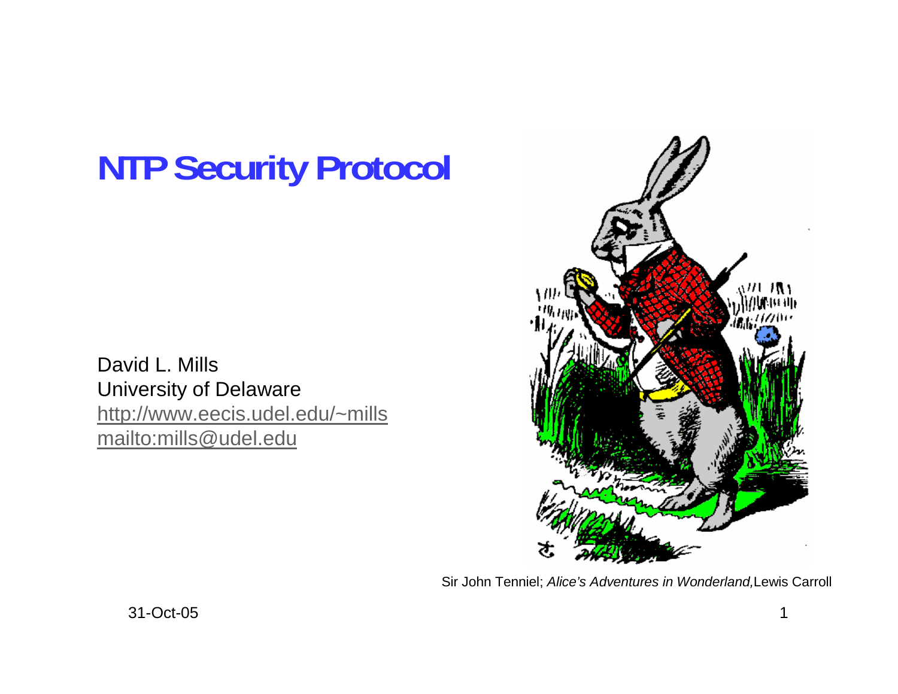# NTP Security Protocol

David L. Mills
University of Delaware
http://www.eecis.udel.edu/~mills
mailto:mills@udel.edu

Sir John Tenniel; *Alice's Adventures in Wonderland,* Lewis Carroll

31-Oct-05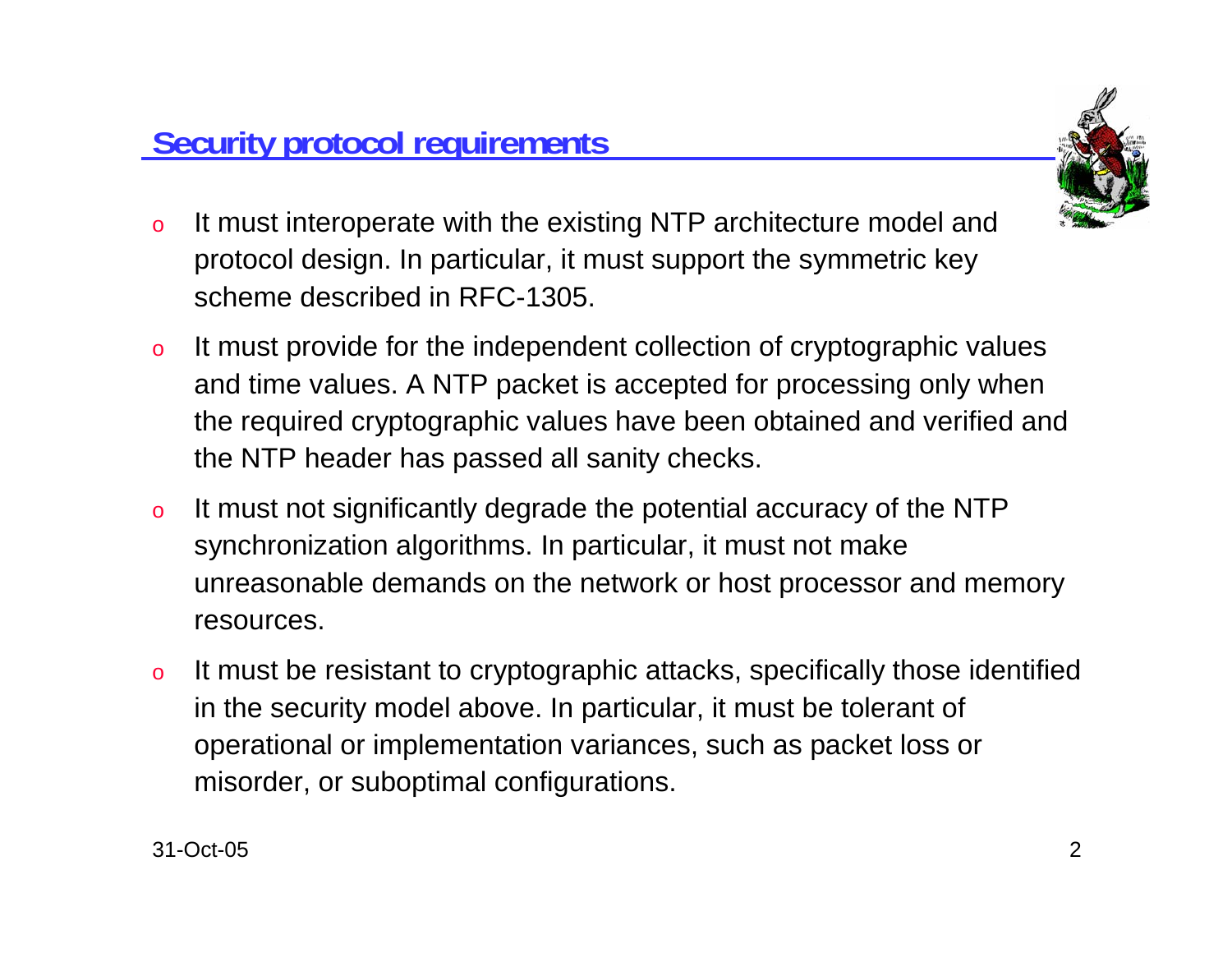## Security protocol requirements

- It must interoperate with the existing NTP architecture model and protocol design. In particular, it must support the symmetric key scheme described in RFC-1305.
- It must provide for the independent collection of cryptographic values and time values. A NTP packet is accepted for processing only when the required cryptographic values have been obtained and verified and the NTP header has passed all sanity checks.
- It must not significantly degrade the potential accuracy of the NTP synchronization algorithms. In particular, it must not make unreasonable demands on the network or host processor and memory resources.
- It must be resistant to cryptographic attacks, specifically those identified in the security model above. In particular, it must be tolerant of operational or implementation variances, such as packet loss or misorder, or suboptimal configurations.

31-Oct-05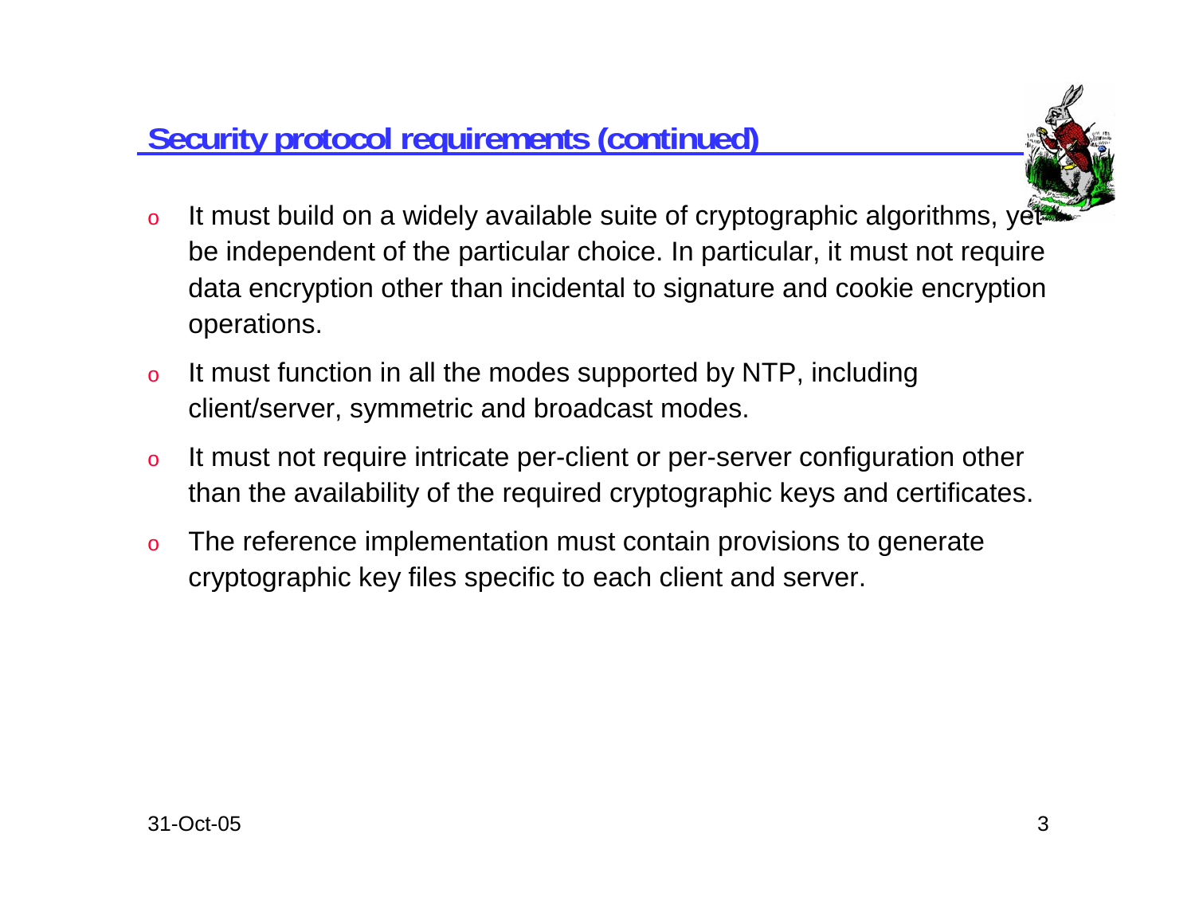## Security protocol requirements (continued)

- It must build on a widely available suite of cryptographic algorithms, yet be independent of the particular choice. In particular, it must not require data encryption other than incidental to signature and cookie encryption operations.
- It must function in all the modes supported by NTP, including client/server, symmetric and broadcast modes.
- It must not require intricate per-client or per-server configuration other than the availability of the required cryptographic keys and certificates.
- The reference implementation must contain provisions to generate cryptographic key files specific to each client and server.

31-Oct-05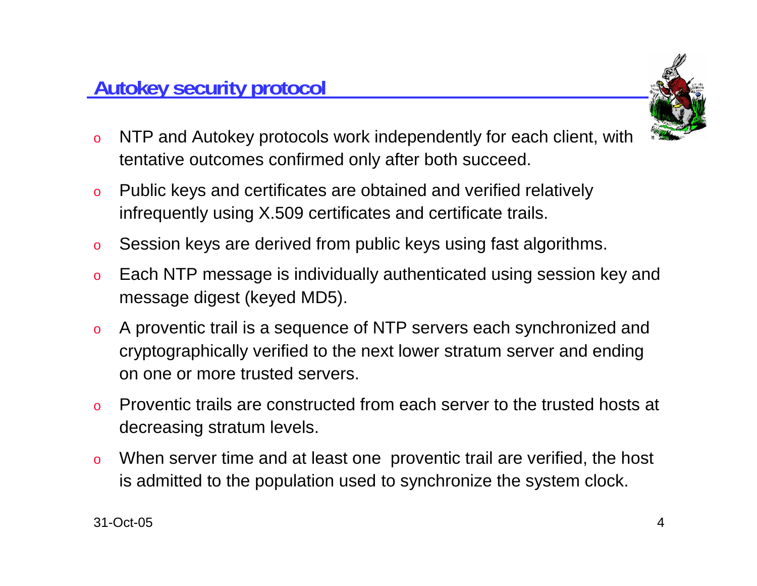## Autokey security protocol

- NTP and Autokey protocols work independently for each client, with tentative outcomes confirmed only after both succeed.
- Public keys and certificates are obtained and verified relatively infrequently using X.509 certificates and certificate trails.
- Session keys are derived from public keys using fast algorithms.
- Each NTP message is individually authenticated using session key and message digest (keyed MD5).
- A proventic trail is a sequence of NTP servers each synchronized and cryptographically verified to the next lower stratum server and ending on one or more trusted servers.
- Proventic trails are constructed from each server to the trusted hosts at decreasing stratum levels.
- When server time and at least one proventic trail are verified, the host is admitted to the population used to synchronize the system clock.

31-Oct-05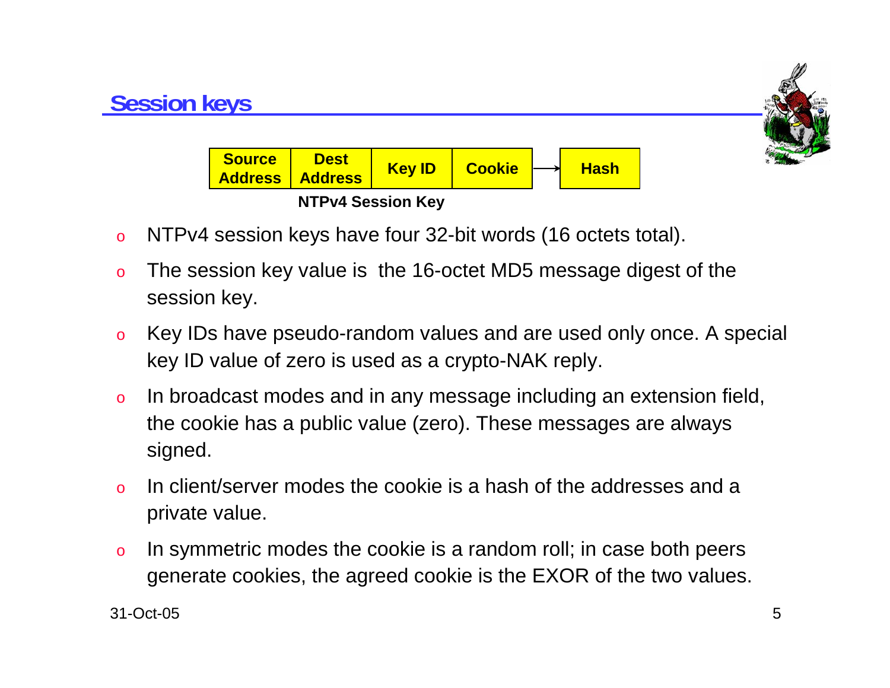## Session keys

| Source Address | Dest Address | Key ID | Cookie | → | Hash |
|---|---|---|---|---|---|

**NTPv4 Session Key**

- NTPv4 session keys have four 32-bit words (16 octets total).
- The session key value is the 16-octet MD5 message digest of the session key.
- Key IDs have pseudo-random values and are used only once. A special key ID value of zero is used as a crypto-NAK reply.
- In broadcast modes and in any message including an extension field, the cookie has a public value (zero). These messages are always signed.
- In client/server modes the cookie is a hash of the addresses and a private value.
- In symmetric modes the cookie is a random roll; in case both peers generate cookies, the agreed cookie is the EXOR of the two values.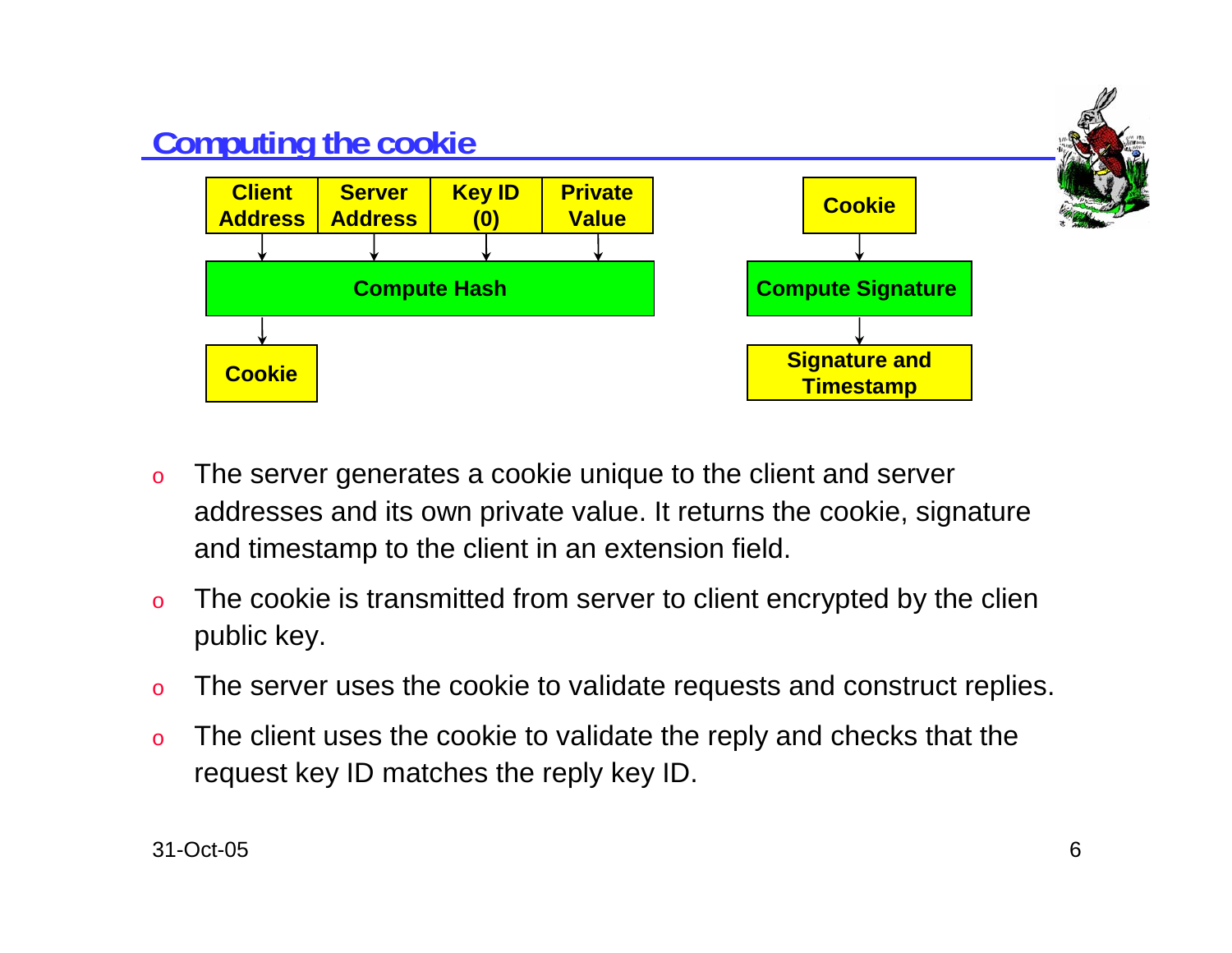## Computing the cookie

Client Address → Server Address → Key ID (0) → Private Value → Compute Hash → Cookie

Cookie → Compute Signature → Signature and Timestamp

- The server generates a cookie unique to the client and server addresses and its own private value. It returns the cookie, signature and timestamp to the client in an extension field.
- The cookie is transmitted from server to client encrypted by the clien public key.
- The server uses the cookie to validate requests and construct replies.
- The client uses the cookie to validate the reply and checks that the request key ID matches the reply key ID.

31-Oct-05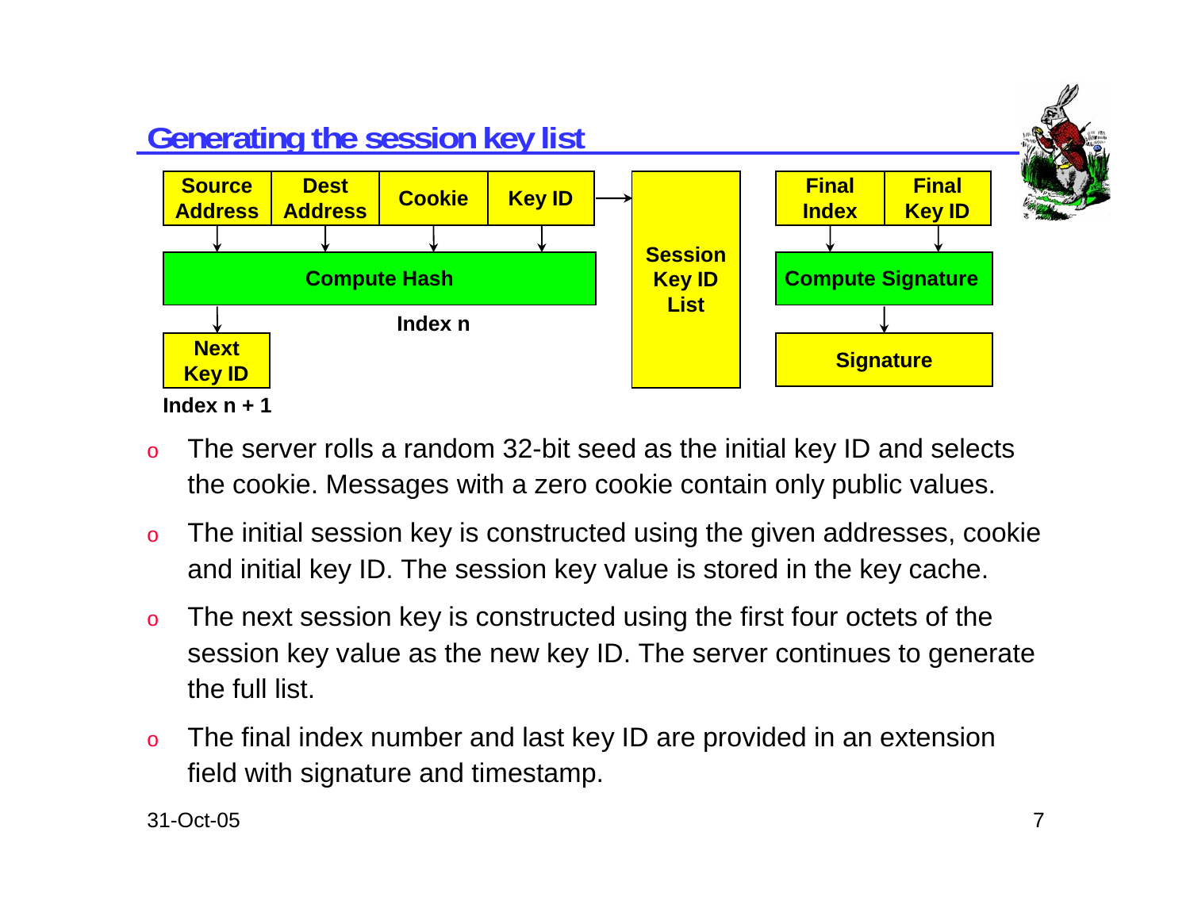## Generating the session key list

Source Address | Dest Address | Cookie | Key ID → Compute Hash → Next Key ID

Index n

Index n + 1

Session Key ID List

Final Index | Final Key ID → Compute Signature → Signature

- The server rolls a random 32-bit seed as the initial key ID and selects the cookie. Messages with a zero cookie contain only public values.
- The initial session key is constructed using the given addresses, cookie and initial key ID. The session key value is stored in the key cache.
- The next session key is constructed using the first four octets of the session key value as the new key ID. The server continues to generate the full list.
- The final index number and last key ID are provided in an extension field with signature and timestamp.

31-Oct-05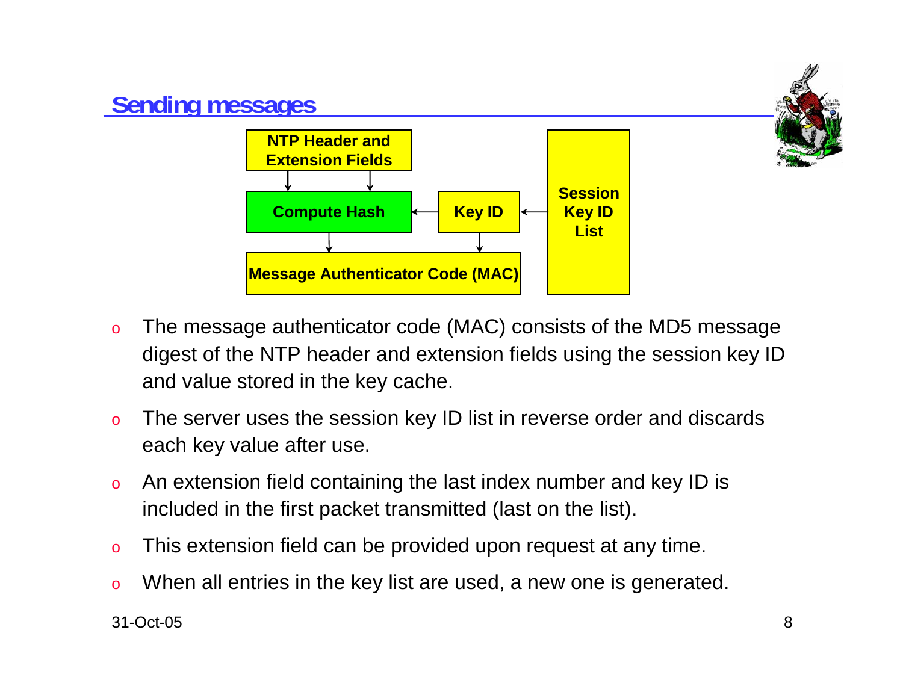## Sending messages

NTP Header and Extension Fields

Compute Hash

Key ID

Session Key ID List

Message Authenticator Code (MAC)

- The message authenticator code (MAC) consists of the MD5 message digest of the NTP header and extension fields using the session key ID and value stored in the key cache.
- The server uses the session key ID list in reverse order and discards each key value after use.
- An extension field containing the last index number and key ID is included in the first packet transmitted (last on the list).
- This extension field can be provided upon request at any time.
- When all entries in the key list are used, a new one is generated.

31-Oct-05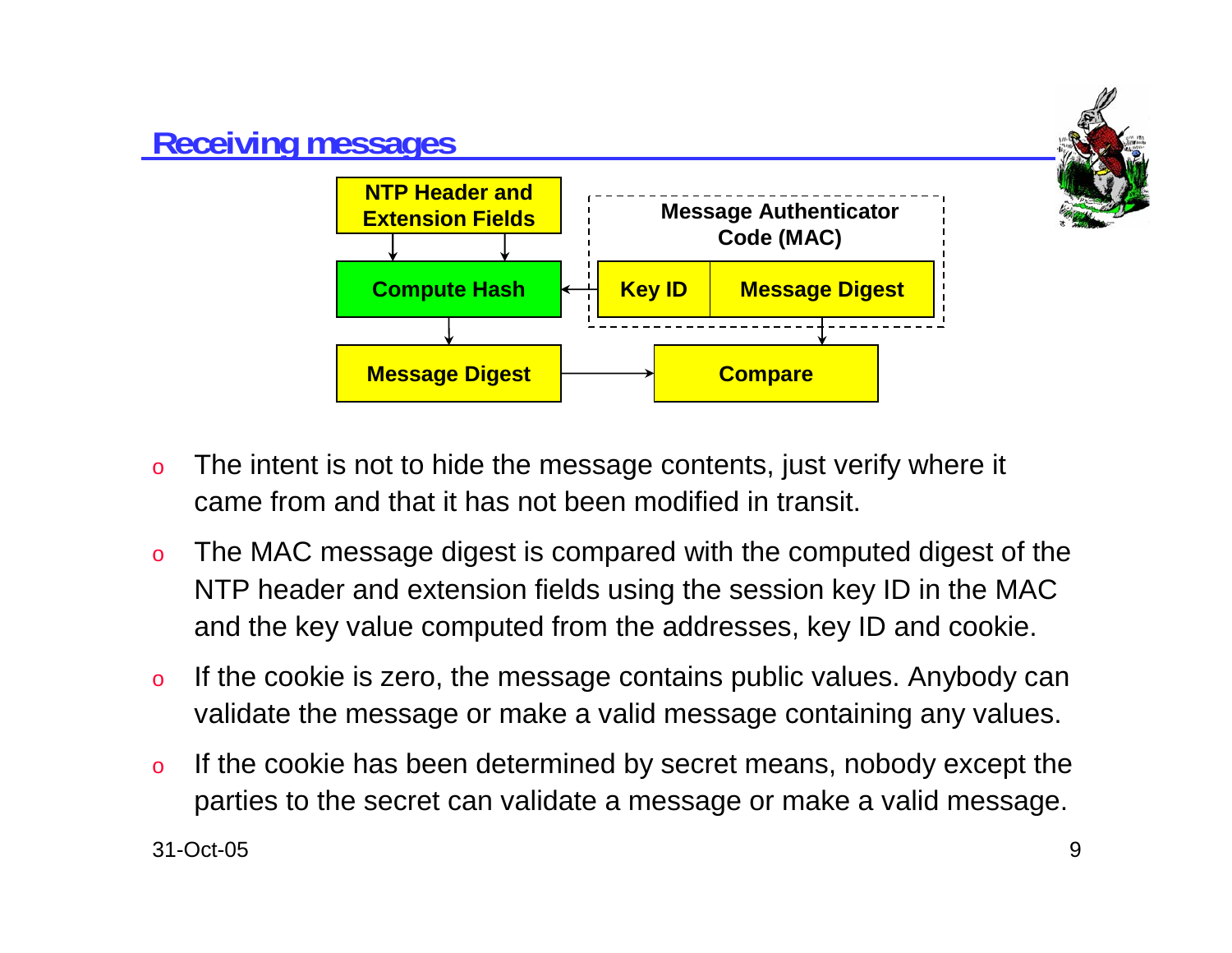## Receiving messages

NTP Header and Extension Fields

Compute Hash

Message Authenticator Code (MAC)

Key ID | Message Digest

Message Digest

Compare

- The intent is not to hide the message contents, just verify where it came from and that it has not been modified in transit.
- The MAC message digest is compared with the computed digest of the NTP header and extension fields using the session key ID in the MAC and the key value computed from the addresses, key ID and cookie.
- If the cookie is zero, the message contains public values. Anybody can validate the message or make a valid message containing any values.
- If the cookie has been determined by secret means, nobody except the parties to the secret can validate a message or make a valid message.

31-Oct-05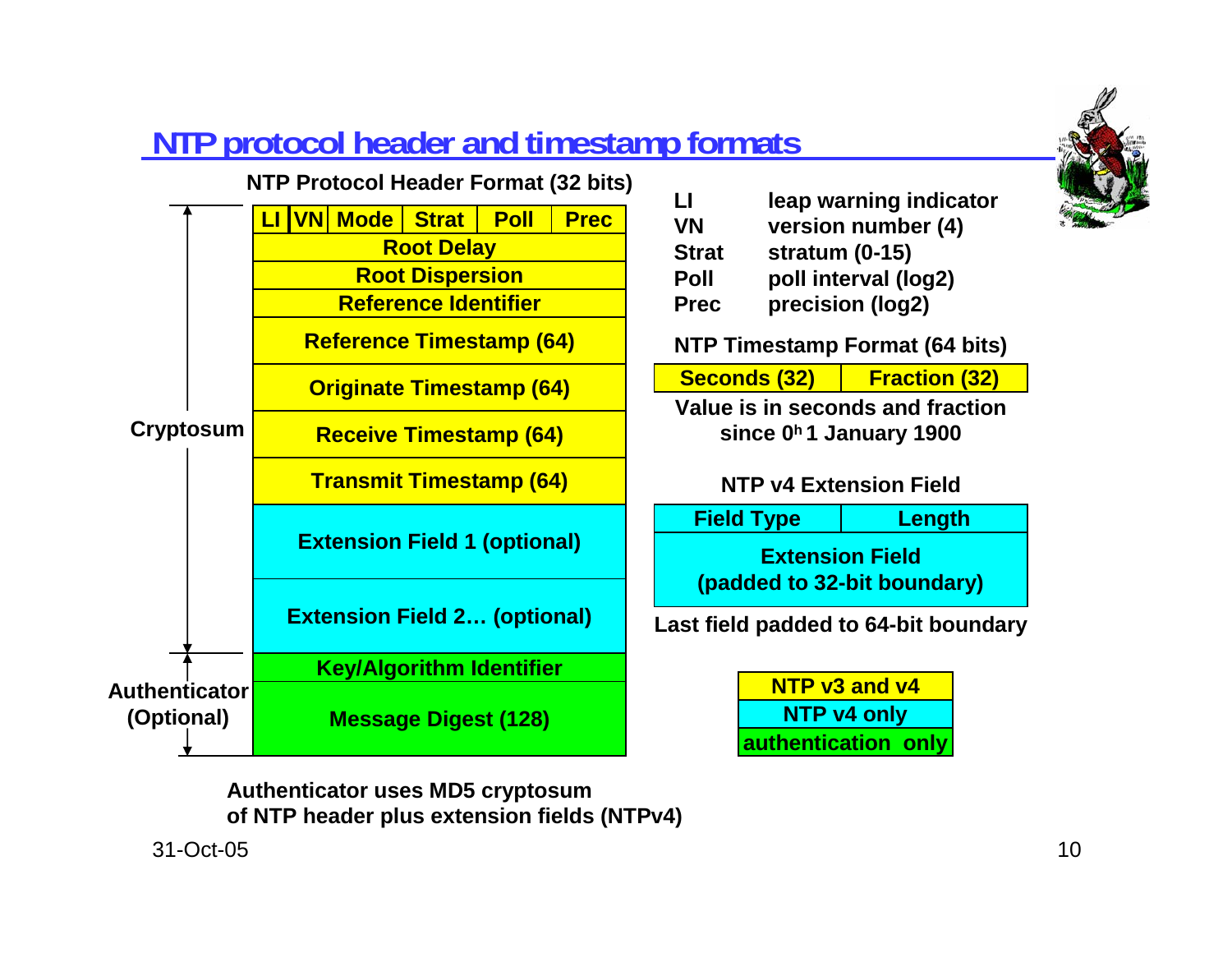# NTP protocol header and timestamp formats

**NTP Protocol Header Format (32 bits)**

| LI | VN | Mode | Strat | Poll | Prec |
|---|---|---|---|---|---|
| Root Delay | | | | | |
| Root Dispersion | | | | | |
| Reference Identifier | | | | | |
| Reference Timestamp (64) | | | | | |
| Originate Timestamp (64) | | | | | |
| Receive Timestamp (64) | | | | | |
| Transmit Timestamp (64) | | | | | |
| Extension Field 1 (optional) | | | | | |
| Extension Field 2… (optional) | | | | | |
| Key/Algorithm Identifier | | | | | |
| Message Digest (128) | | | | | |

Cryptosum: from LI/VN/Mode/Strat/Poll/Prec through Extension Field 2… (optional)

Authenticator (Optional): Key/Algorithm Identifier and Message Digest (128)

| | |
|---|---|
| **LI** | leap warning indicator |
| **VN** | version number (4) |
| **Strat** | stratum (0-15) |
| **Poll** | poll interval (log2) |
| **Prec** | precision (log2) |

**NTP Timestamp Format (64 bits)**

| Seconds (32) | Fraction (32) |
|---|---|

Value is in seconds and fraction since $0^h$ 1 January 1900

**NTP v4 Extension Field**

| Field Type | Length |
|---|---|
| Extension Field (padded to 32-bit boundary) | |

Last field padded to 64-bit boundary

| Legend |
|---|
| NTP v3 and v4 |
| NTP v4 only |
| authentication only |

Authenticator uses MD5 cryptosum of NTP header plus extension fields (NTPv4)

31-Oct-05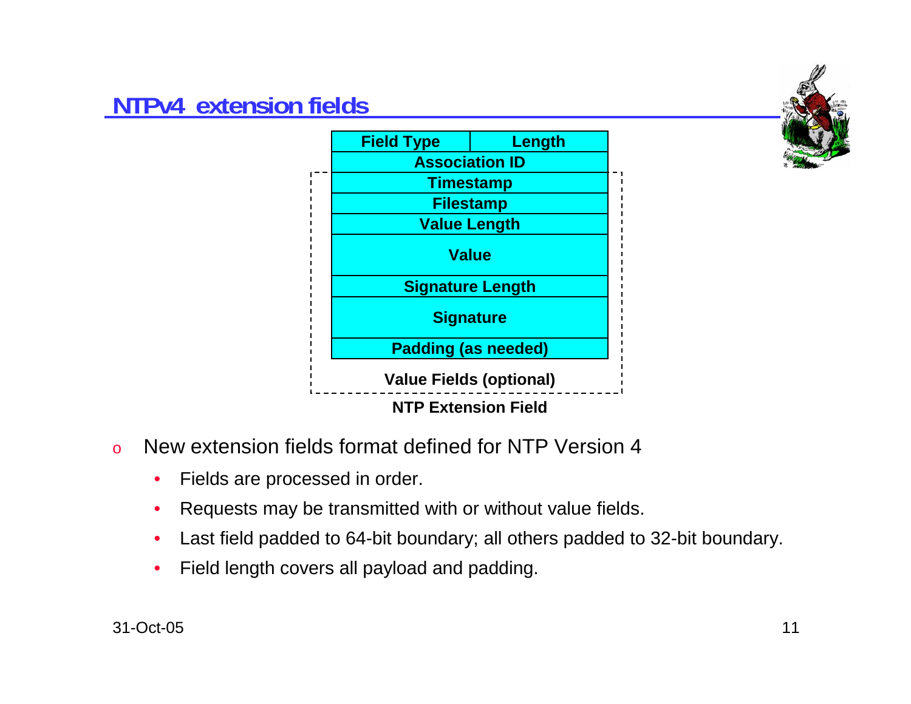## NTPv4 extension fields

| Field Type | Length |
|---|---|
| Association ID | |
| Timestamp | |
| Filestamp | |
| Value Length | |
| Value | |
| Signature Length | |
| Signature | |
| Padding (as needed) | |

Value Fields (optional)

NTP Extension Field

- New extension fields format defined for NTP Version 4
  - Fields are processed in order.
  - Requests may be transmitted with or without value fields.
  - Last field padded to 64-bit boundary; all others padded to 32-bit boundary.
  - Field length covers all payload and padding.

31-Oct-05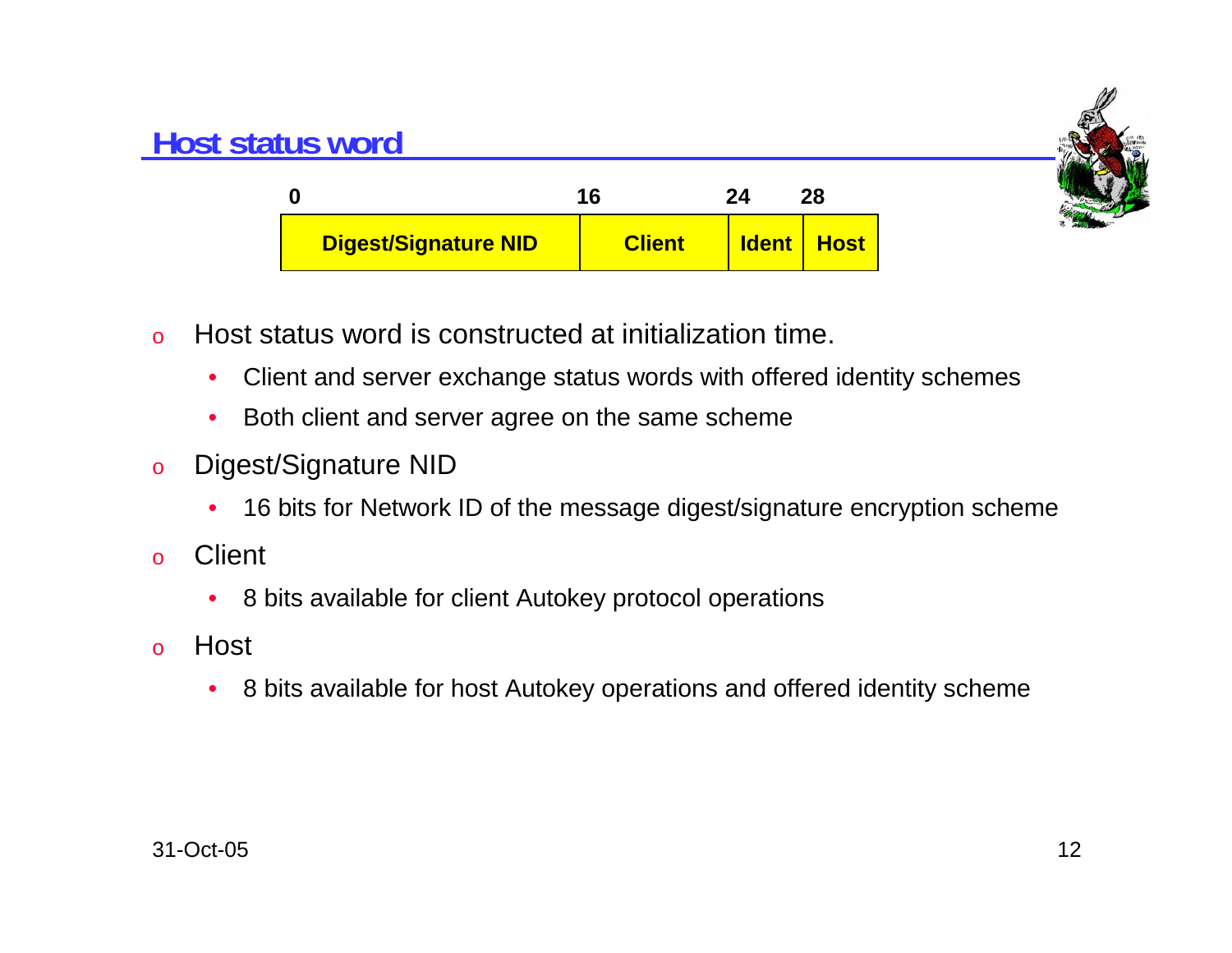## Host status word

| 0 | 16 | 24 | 28 |
|---|---|---|---|
| Digest/Signature NID | Client | Ident | Host |

- Host status word is constructed at initialization time.
  - Client and server exchange status words with offered identity schemes
  - Both client and server agree on the same scheme
- Digest/Signature NID
  - 16 bits for Network ID of the message digest/signature encryption scheme
- Client
  - 8 bits available for client Autokey protocol operations
- Host
  - 8 bits available for host Autokey operations and offered identity scheme

31-Oct-05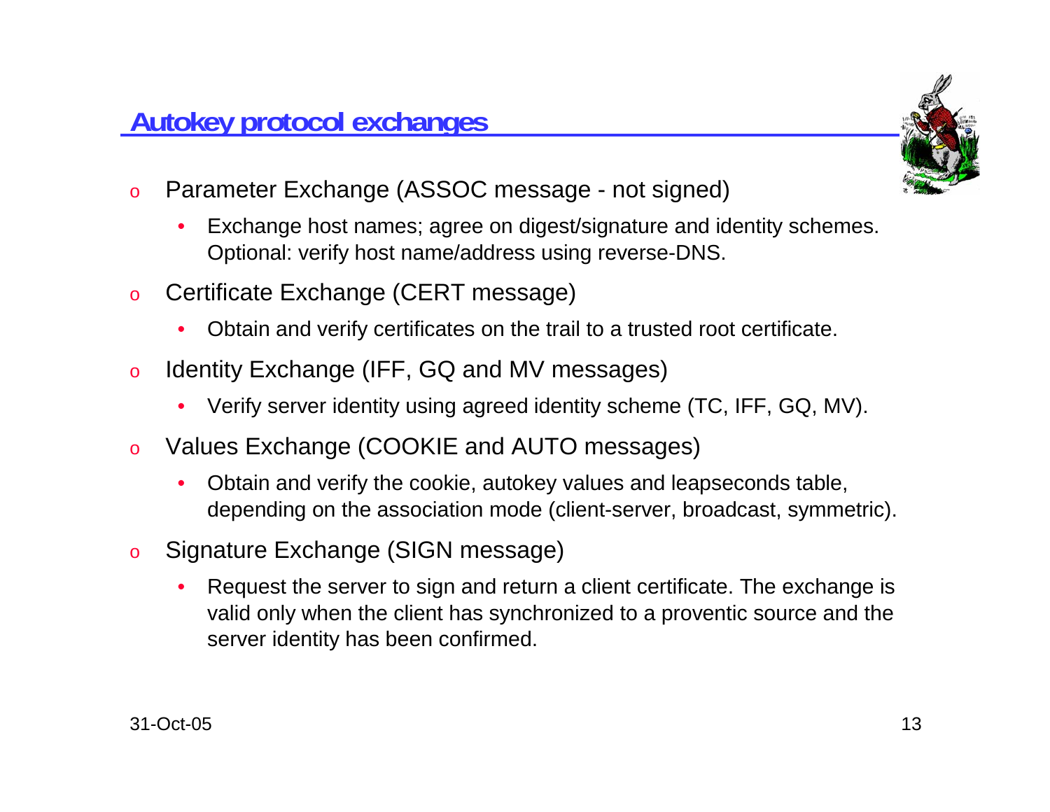## Autokey protocol exchanges

- Parameter Exchange (ASSOC message - not signed)
  - Exchange host names; agree on digest/signature and identity schemes. Optional: verify host name/address using reverse-DNS.
- Certificate Exchange (CERT message)
  - Obtain and verify certificates on the trail to a trusted root certificate.
- Identity Exchange (IFF, GQ and MV messages)
  - Verify server identity using agreed identity scheme (TC, IFF, GQ, MV).
- Values Exchange (COOKIE and AUTO messages)
  - Obtain and verify the cookie, autokey values and leapseconds table, depending on the association mode (client-server, broadcast, symmetric).
- Signature Exchange (SIGN message)
  - Request the server to sign and return a client certificate. The exchange is valid only when the client has synchronized to a proventic source and the server identity has been confirmed.

31-Oct-05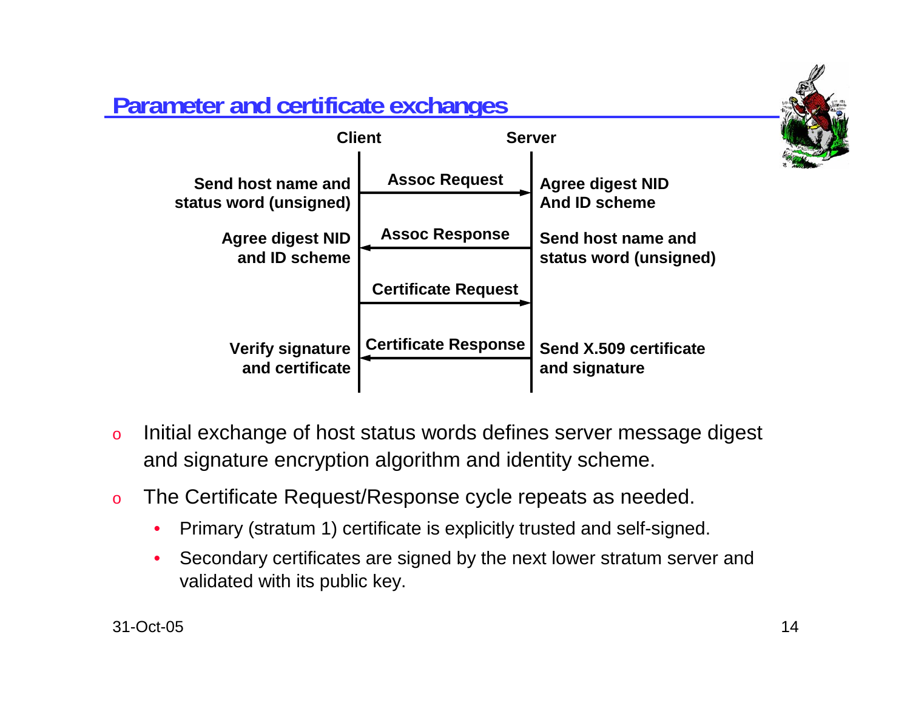## Parameter and certificate exchanges

| Client | Message | Server |
|---|---|---|
| Send host name and status word (unsigned) | Assoc Request → | Agree digest NID And ID scheme |
| Agree digest NID and ID scheme | ← Assoc Response | Send host name and status word (unsigned) |
| | Certificate Request → | |
| Verify signature and certificate | ← Certificate Response | Send X.509 certificate and signature |

- Initial exchange of host status words defines server message digest and signature encryption algorithm and identity scheme.
- The Certificate Request/Response cycle repeats as needed.
  - Primary (stratum 1) certificate is explicitly trusted and self-signed.
  - Secondary certificates are signed by the next lower stratum server and validated with its public key.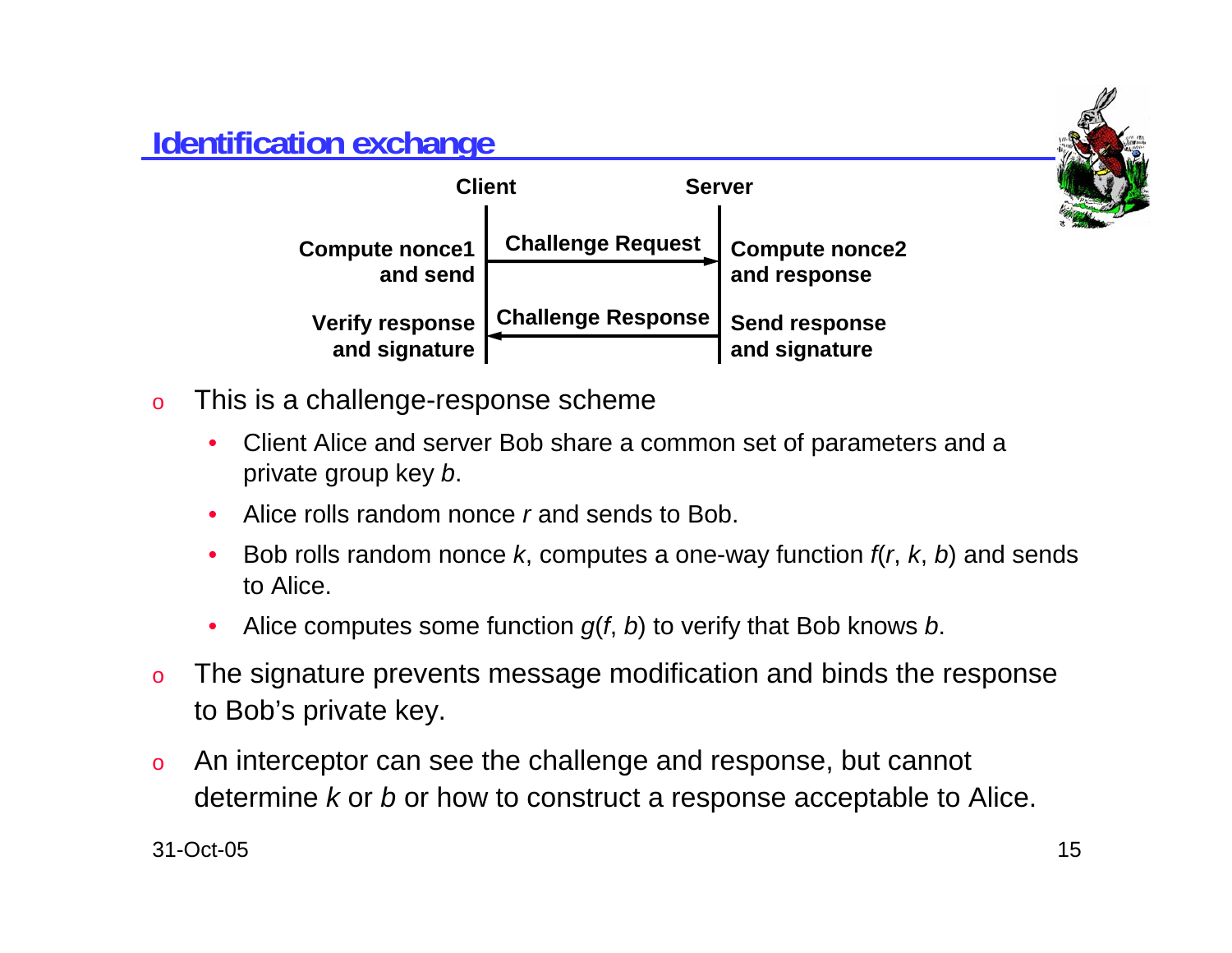## Identification exchange

| Client | | Server |
|---|---|---|
| Compute nonce1 and send | Challenge Request → | Compute nonce2 and response |
| Verify response and signature | ← Challenge Response | Send response and signature |

- This is a challenge-response scheme
  - Client Alice and server Bob share a common set of parameters and a private group key $b$.
  - Alice rolls random nonce $r$ and sends to Bob.
  - Bob rolls random nonce $k$, computes a one-way function $f(r, k, b)$ and sends to Alice.
  - Alice computes some function $g(f, b)$ to verify that Bob knows $b$.
- The signature prevents message modification and binds the response to Bob's private key.
- An interceptor can see the challenge and response, but cannot determine $k$ or $b$ or how to construct a response acceptable to Alice.

31-Oct-05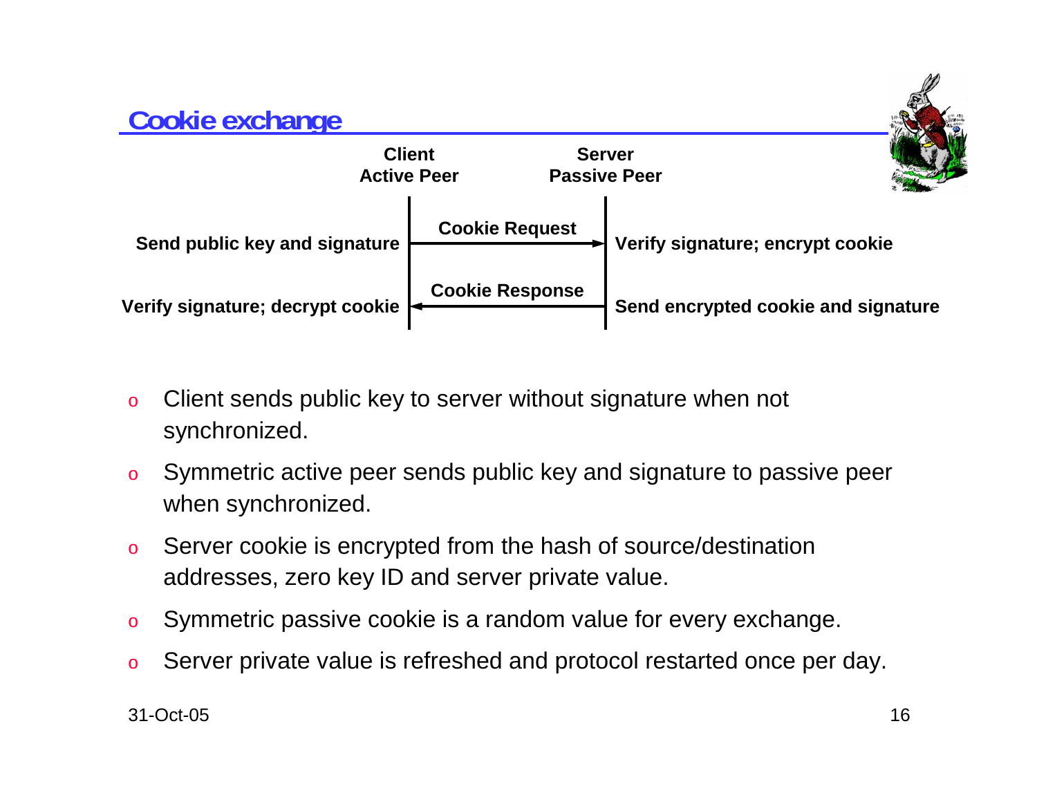## Cookie exchange

| Client Active Peer | | Server Passive Peer |
| --- | --- | --- |
| Send public key and signature | Cookie Request → | Verify signature; encrypt cookie |
| Verify signature; decrypt cookie | ← Cookie Response | Send encrypted cookie and signature |

- Client sends public key to server without signature when not synchronized.
- Symmetric active peer sends public key and signature to passive peer when synchronized.
- Server cookie is encrypted from the hash of source/destination addresses, zero key ID and server private value.
- Symmetric passive cookie is a random value for every exchange.
- Server private value is refreshed and protocol restarted once per day.

31-Oct-05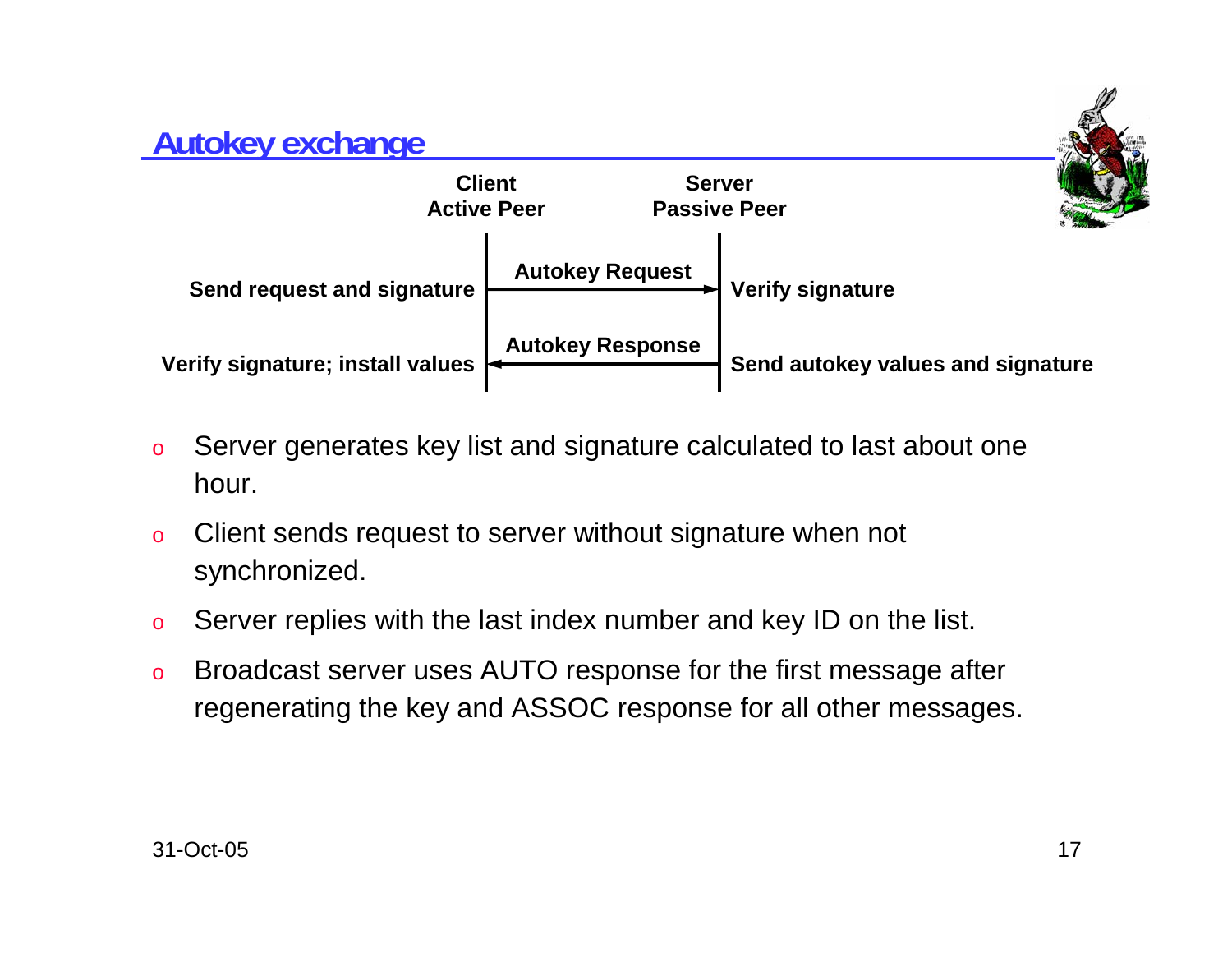## Autokey exchange

| | Client<br>Active Peer | | Server<br>Passive Peer | |
|---|---|---|---|---|
| Send request and signature | → | Autokey Request | → | Verify signature |
| Verify signature; install values | ← | Autokey Response | ← | Send autokey values and signature |

- Server generates key list and signature calculated to last about one hour.
- Client sends request to server without signature when not synchronized.
- Server replies with the last index number and key ID on the list.
- Broadcast server uses AUTO response for the first message after regenerating the key and ASSOC response for all other messages.

31-Oct-05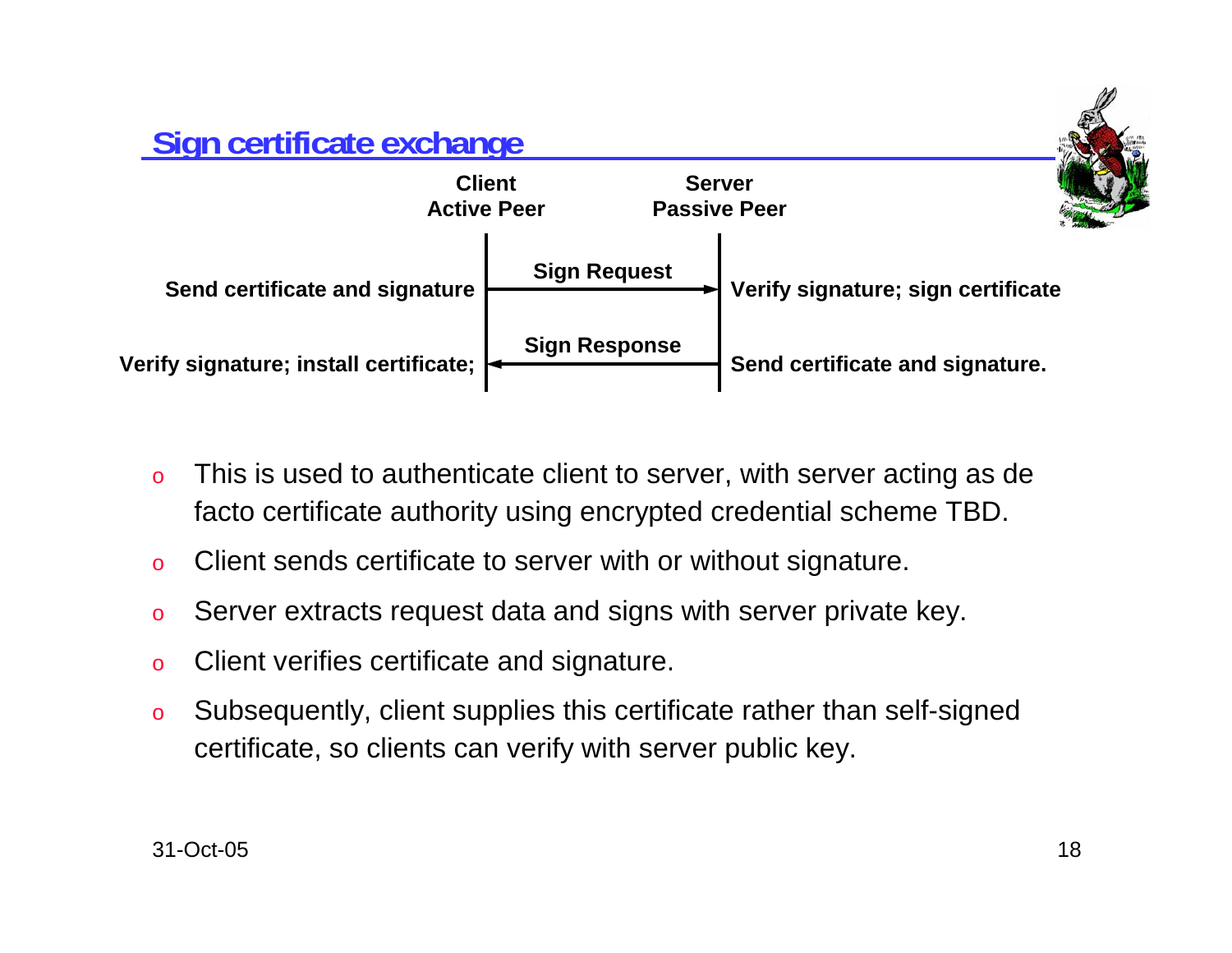## Sign certificate exchange

| | Client Active Peer | | Server Passive Peer | |
|---|---|---|---|---|
| Send certificate and signature | | Sign Request → | | Verify signature; sign certificate |
| Verify signature; install certificate; | | ← Sign Response | | Send certificate and signature. |

- This is used to authenticate client to server, with server acting as de facto certificate authority using encrypted credential scheme TBD.
- Client sends certificate to server with or without signature.
- Server extracts request data and signs with server private key.
- Client verifies certificate and signature.
- Subsequently, client supplies this certificate rather than self-signed certificate, so clients can verify with server public key.

31-Oct-05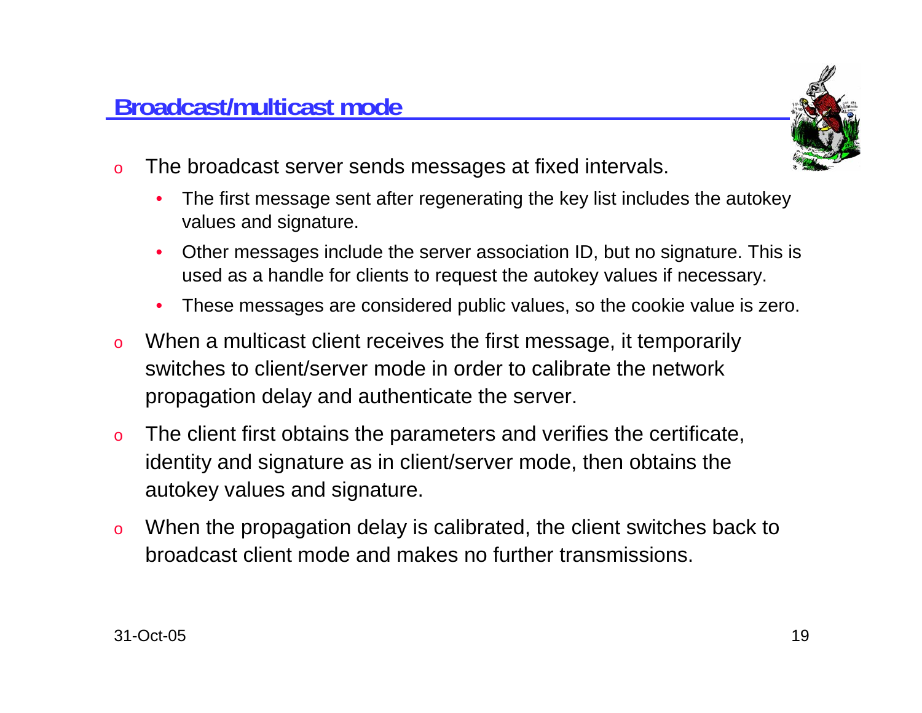## Broadcast/multicast mode

- The broadcast server sends messages at fixed intervals.
  - The first message sent after regenerating the key list includes the autokey values and signature.
  - Other messages include the server association ID, but no signature. This is used as a handle for clients to request the autokey values if necessary.
  - These messages are considered public values, so the cookie value is zero.
- When a multicast client receives the first message, it temporarily switches to client/server mode in order to calibrate the network propagation delay and authenticate the server.
- The client first obtains the parameters and verifies the certificate, identity and signature as in client/server mode, then obtains the autokey values and signature.
- When the propagation delay is calibrated, the client switches back to broadcast client mode and makes no further transmissions.

31-Oct-05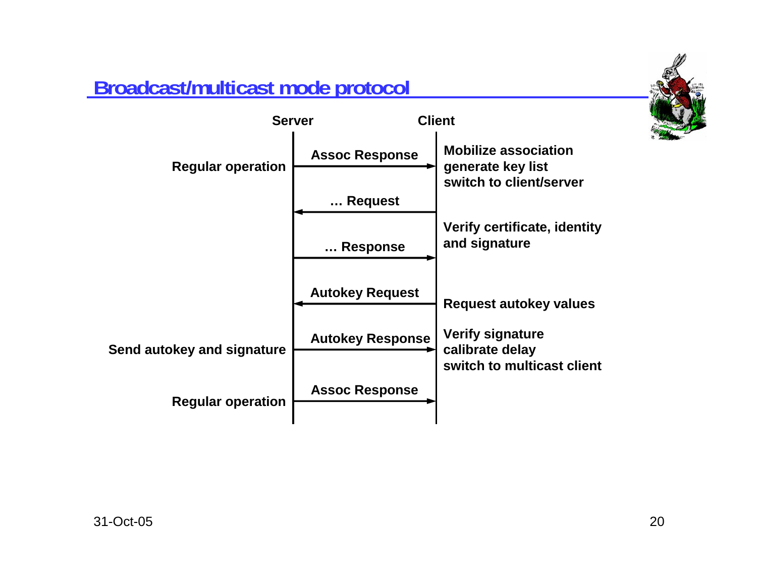# Broadcast/multicast mode protocol

| Server | Message | Direction | Client |
|---|---|---|---|
| Regular operation | Assoc Response | Server → Client | Mobilize association<br>generate key list<br>switch to client/server |
| | … Request | Client → Server | |
| | … Response | Server → Client | Verify certificate, identity and signature |
| | Autokey Request | Client → Server | Request autokey values |
| Send autokey and signature | Autokey Response | Server → Client | Verify signature<br>calibrate delay<br>switch to multicast client |
| Regular operation | Assoc Response | Server → Client | |

31-Oct-05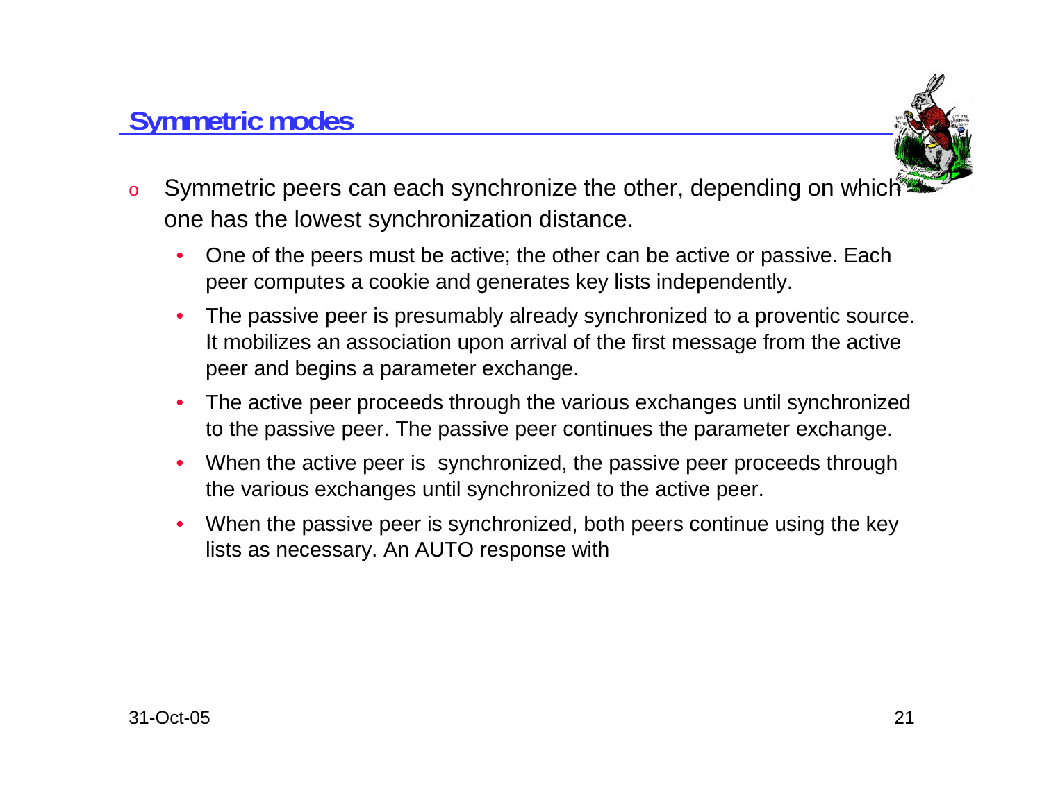## Symmetric modes

- Symmetric peers can each synchronize the other, depending on which one has the lowest synchronization distance.
  - One of the peers must be active; the other can be active or passive. Each peer computes a cookie and generates key lists independently.
  - The passive peer is presumably already synchronized to a proventic source. It mobilizes an association upon arrival of the first message from the active peer and begins a parameter exchange.
  - The active peer proceeds through the various exchanges until synchronized to the passive peer. The passive peer continues the parameter exchange.
  - When the active peer is synchronized, the passive peer proceeds through the various exchanges until synchronized to the active peer.
  - When the passive peer is synchronized, both peers continue using the key lists as necessary. An AUTO response with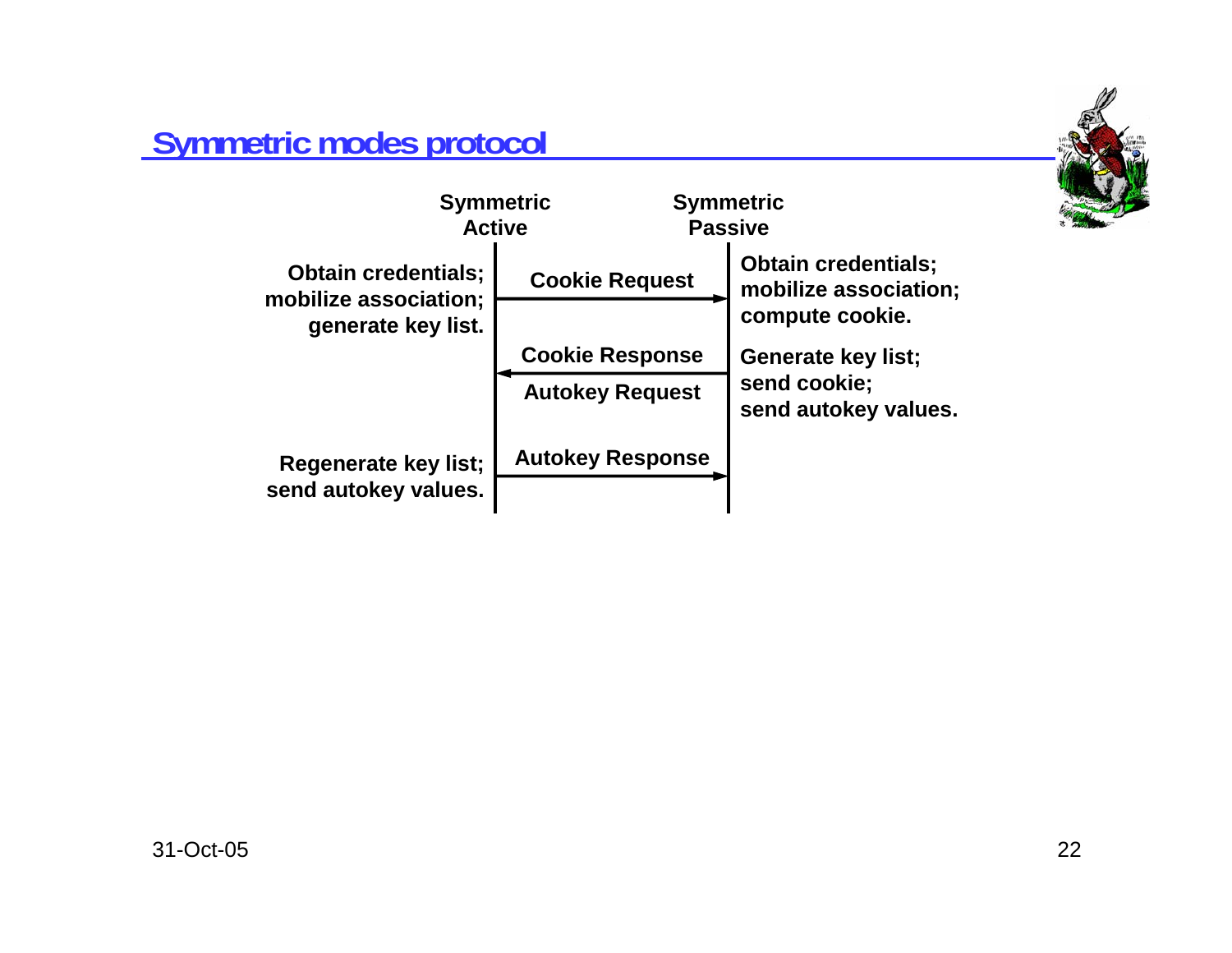# Symmetric modes protocol

| Symmetric Active | Message | Symmetric Passive |
|---|---|---|
| Obtain credentials; mobilize association; generate key list. | Cookie Request → | Obtain credentials; mobilize association; compute cookie. |
| | ← Cookie Response / Autokey Request | Generate key list; send cookie; send autokey values. |
| Regenerate key list; send autokey values. | Autokey Response → | |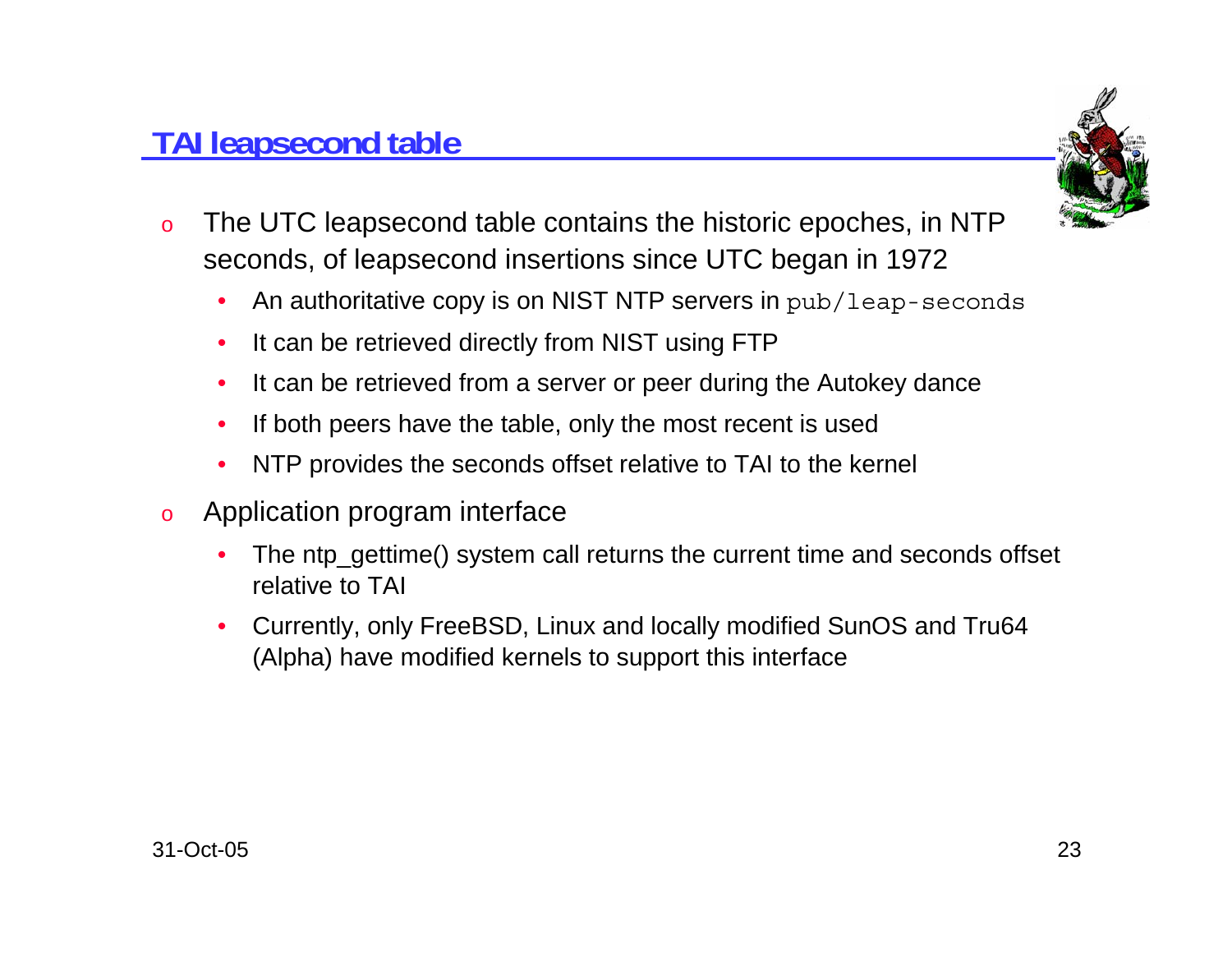## TAI leapsecond table

- The UTC leapsecond table contains the historic epoches, in NTP seconds, of leapsecond insertions since UTC began in 1972
  - An authoritative copy is on NIST NTP servers in `pub/leap-seconds`
  - It can be retrieved directly from NIST using FTP
  - It can be retrieved from a server or peer during the Autokey dance
  - If both peers have the table, only the most recent is used
  - NTP provides the seconds offset relative to TAI to the kernel
- Application program interface
  - The ntp_gettime() system call returns the current time and seconds offset relative to TAI
  - Currently, only FreeBSD, Linux and locally modified SunOS and Tru64 (Alpha) have modified kernels to support this interface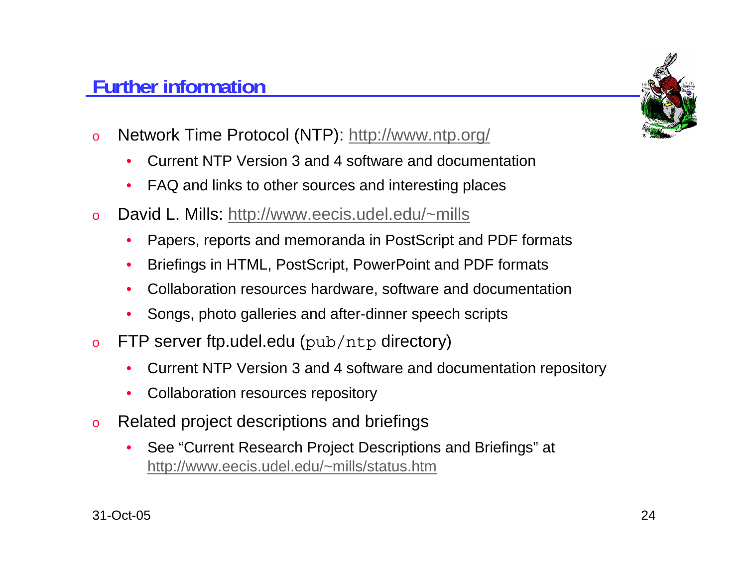## Further information

- Network Time Protocol (NTP): http://www.ntp.org/
  - Current NTP Version 3 and 4 software and documentation
  - FAQ and links to other sources and interesting places
- David L. Mills: http://www.eecis.udel.edu/~mills
  - Papers, reports and memoranda in PostScript and PDF formats
  - Briefings in HTML, PostScript, PowerPoint and PDF formats
  - Collaboration resources hardware, software and documentation
  - Songs, photo galleries and after-dinner speech scripts
- FTP server ftp.udel.edu (`pub/ntp` directory)
  - Current NTP Version 3 and 4 software and documentation repository
  - Collaboration resources repository
- Related project descriptions and briefings
  - See "Current Research Project Descriptions and Briefings" at http://www.eecis.udel.edu/~mills/status.htm